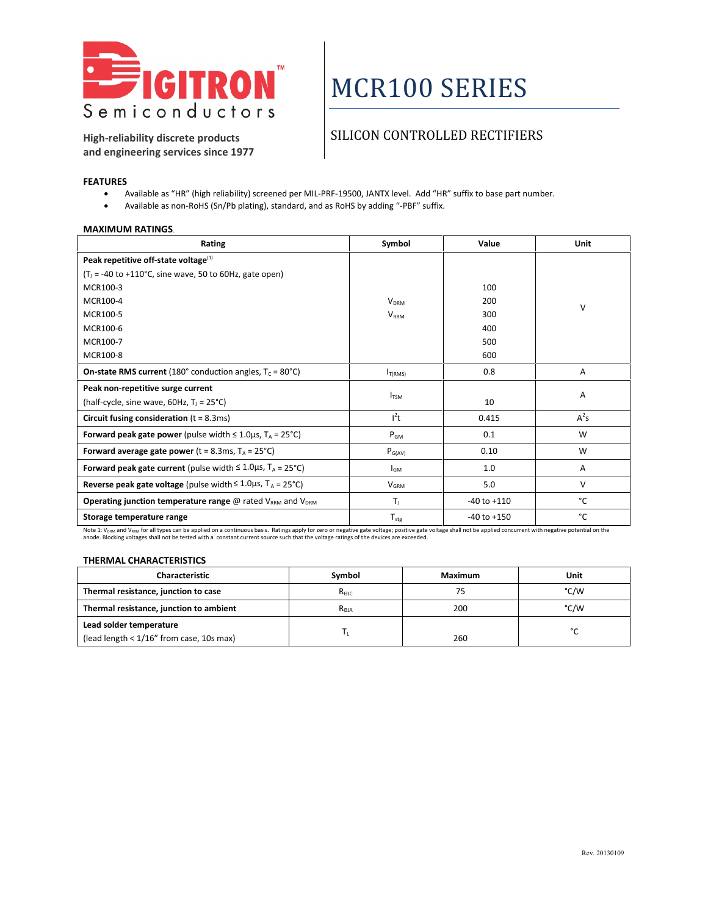# DIGITRON Semiconductors

**High-reliability discrete products and engineering services since 1977**

# MCR100 SERIES

## SILICON CONTROLLED RECTIFIERS

### FEATURES

- Available as "HR" (high reliability) screened per MIL-PRF-19500, JANTX level. Add "HR" suffix to base part number.
- Available as non-RoHS (Sn/Pb plating), standard, and as RoHS by adding "-PBF" suffix.

### MAXIMUM RATINGS.

| Rating | Symbol | Value | Unit |
|---|---|---|---|
| **Peak repetitive off-state voltage**[1] ($T_J$ = -40 to +110°C, sine wave, 50 to 60Hz, gate open) | $V_{DRM}$ $V_{RRM}$ | | V |
| MCR100-3 | | 100 | |
| MCR100-4 | | 200 | |
| MCR100-5 | | 300 | |
| MCR100-6 | | 400 | |
| MCR100-7 | | 500 | |
| MCR100-8 | | 600 | |
| **On-state RMS current** (180° conduction angles, $T_C$ = 80°C) | $I_{T(RMS)}$ | 0.8 | A |
| **Peak non-repetitive surge current** (half-cycle, sine wave, 60Hz, $T_J$ = 25°C) | $I_{TSM}$ | 10 | A |
| **Circuit fusing consideration** (t = 8.3ms) | $I^2t$ | 0.415 | $A^2s$ |
| **Forward peak gate power** (pulse width ≤ 1.0µs, $T_A$ = 25°C) | $P_{GM}$ | 0.1 | W |
| **Forward average gate power** (t = 8.3ms, $T_A$ = 25°C) | $P_{G(AV)}$ | 0.10 | W |
| **Forward peak gate current** (pulse width ≤ 1.0µs, $T_A$ = 25°C) | $I_{GM}$ | 1.0 | A |
| **Reverse peak gate voltage** (pulse width ≤ 1.0µs, $T_A$ = 25°C) | $V_{GRM}$ | 5.0 | V |
| **Operating junction temperature range** @ rated $V_{RRM}$ and $V_{DRM}$ | $T_J$ | -40 to +110 | °C |
| **Storage temperature range** | $T_{stg}$ | -40 to +150 | °C |

Note 1: $V_{DRM}$ and $V_{RRM}$ for all types can be applied on a continuous basis. Ratings apply for zero or negative gate voltage; positive gate voltage shall not be applied concurrent with negative potential on the anode. Blocking voltages shall not be tested with a constant current source such that the voltage ratings of the devices are exceeded.

### THERMAL CHARACTERISTICS

| Characteristic | Symbol | Maximum | Unit |
|---|---|---|---|
| **Thermal resistance, junction to case** | $R_{\Theta JC}$ | 75 | °C/W |
| **Thermal resistance, junction to ambient** | $R_{\Theta JA}$ | 200 | °C/W |
| **Lead solder temperature** (lead length < 1/16" from case, 10s max) | $T_L$ | 260 | °C |

Rev. 20130109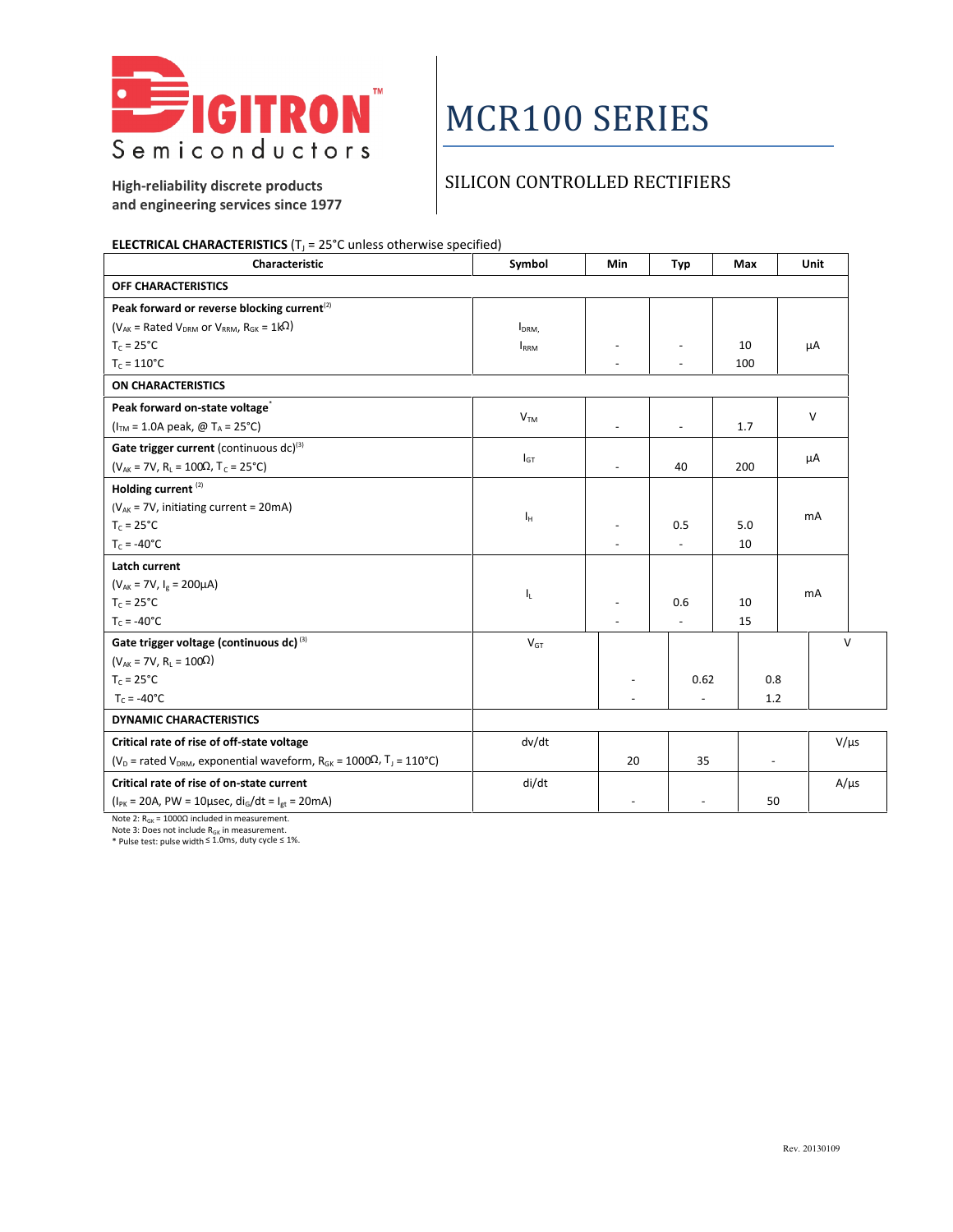# MCR100 SERIES

## SILICON CONTROLLED RECTIFIERS

**Digitron Semiconductors**

**High-reliability discrete products and engineering services since 1977**

**ELECTRICAL CHARACTERISTICS** ($T_J$ = 25°C unless otherwise specified)

| Characteristic | Symbol | Min | Typ | Max | Unit |
|---|---|---|---|---|---|
| **OFF CHARACTERISTICS** | | | | | |
| **Peak forward or reverse blocking current**[2] ($V_{AK}$ = Rated $V_{DRM}$ or $V_{RRM}$, $R_{GK}$ = 1kΩ) | $I_{DRM}$, $I_{RRM}$ | | | | µA |
| $T_C$ = 25°C | | - | - | 10 | |
| $T_C$ = 110°C | | - | - | 100 | |
| **ON CHARACTERISTICS** | | | | | |
| **Peak forward on-state voltage*** ($I_{TM}$ = 1.0A peak, @ $T_A$ = 25°C) | $V_{TM}$ | - | - | 1.7 | V |
| **Gate trigger current** (continuous dc)[3] ($V_{AK}$ = 7V, $R_L$ = 100Ω, $T_C$ = 25°C) | $I_{GT}$ | - | 40 | 200 | µA |
| **Holding current** [2] ($V_{AK}$ = 7V, initiating current = 20mA) | $I_H$ | | | | mA |
| $T_C$ = 25°C | | - | 0.5 | 5.0 | |
| $T_C$ = -40°C | | - | - | 10 | |
| **Latch current** ($V_{AK}$ = 7V, $I_g$ = 200µA) | $I_L$ | | | | mA |
| $T_C$ = 25°C | | - | 0.6 | 10 | |
| $T_C$ = -40°C | | - | - | 15 | |
| **Gate trigger voltage (continuous dc)** [3] ($V_{AK}$ = 7V, $R_L$ = 100Ω) | $V_{GT}$ | | | | V |
| $T_C$ = 25°C | | - | 0.62 | 0.8 | |
| $T_C$ = -40°C | | - | - | 1.2 | |
| **DYNAMIC CHARACTERISTICS** | | | | | |
| **Critical rate of rise of off-state voltage** ($V_D$ = rated $V_{DRM}$, exponential waveform, $R_{GK}$ = 1000Ω, $T_J$ = 110°C) | dv/dt | 20 | 35 | - | V/µs |
| **Critical rate of rise of on-state current** ($I_{PK}$ = 20A, PW = 10µsec, $di_G/dt$ = $I_{gt}$ = 20mA) | di/dt | - | - | 50 | A/µs |

Note 2: $R_{GK}$ = 1000Ω included in measurement.
Note 3: Does not include $R_{GK}$ in measurement.
* Pulse test: pulse width ≤ 1.0ms, duty cycle ≤ 1%.

Rev. 20130109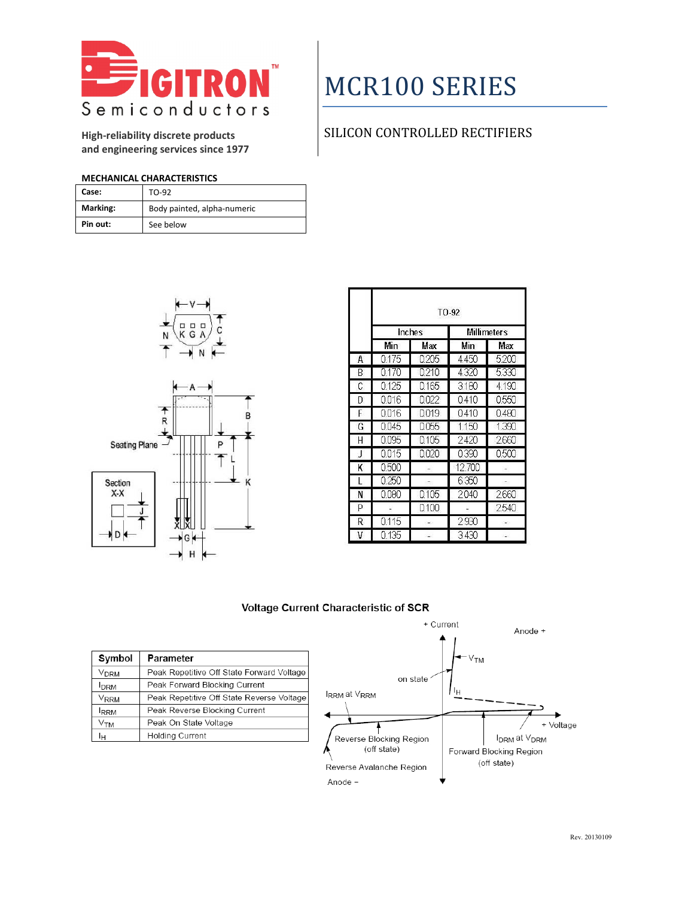# MCR100 SERIES

## SILICON CONTROLLED RECTIFIERS

High-reliability discrete products and engineering services since 1977

### MECHANICAL CHARACTERISTICS

| | |
|---|---|
| **Case:** | TO-92 |
| **Marking:** | Body painted, alpha-numeric |
| **Pin out:** | See below |

| | TO-92 | | | |
|---|---|---|---|---|
| | Inches | | Millimeters | |
| | Min | Max | Min | Max |
| A | 0.175 | 0.205 | 4.450 | 5.200 |
| B | 0.170 | 0.210 | 4.320 | 5.330 |
| C | 0.125 | 0.165 | 3.180 | 4.190 |
| D | 0.016 | 0.022 | 0.410 | 0.550 |
| F | 0.016 | 0.019 | 0.410 | 0.480 |
| G | 0.045 | 0.055 | 1.150 | 1.390 |
| H | 0.095 | 0.105 | 2.420 | 2.660 |
| J | 0.015 | 0.020 | 0.390 | 0.500 |
| K | 0.500 | - | 12.700 | - |
| L | 0.250 | - | 6.350 | - |
| N | 0.080 | 0.105 | 2.040 | 2.660 |
| P | - | 0.100 | - | 2.540 |
| R | 0.115 | - | 2.930 | - |
| V | 0.135 | - | 3.430 | - |

### Voltage Current Characteristic of SCR

| Symbol | Parameter |
|---|---|
| $V_{DRM}$ | Peak Repetitive Off State Forward Voltage |
| $I_{DRM}$ | Peak Forward Blocking Current |
| $V_{RRM}$ | Peak Repetitive Off State Reverse Voltage |
| $I_{RRM}$ | Peak Reverse Blocking Current |
| $V_{TM}$ | Peak On State Voltage |
| $I_H$ | Holding Current |

Rev. 20130109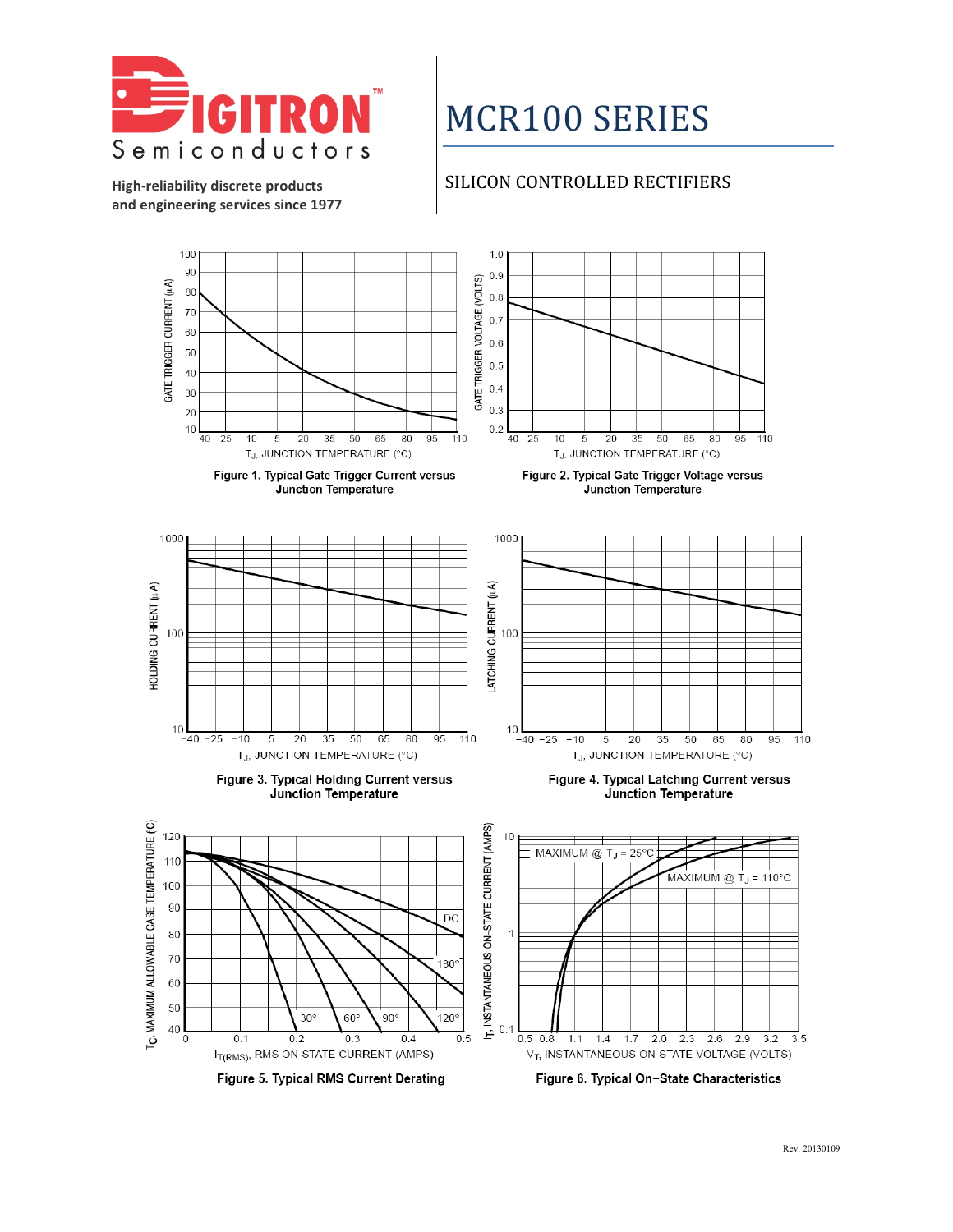Semiconductors

High-reliability discrete products and engineering services since 1977

# MCR100 SERIES

## SILICON CONTROLLED RECTIFIERS

GATE TRIGGER CURRENT (μA)

100 90 80 70 60 50 40 30 20 10

−40 −25 −10 5 20 35 50 65 80 95 110

$T_J$, JUNCTION TEMPERATURE (°C)

**Figure 1. Typical Gate Trigger Current versus Junction Temperature**

GATE TRIGGER VOLTAGE (VOLTS)

1.0 0.9 0.8 0.7 0.6 0.5 0.4 0.3 0.2

−40 −25 −10 5 20 35 50 65 80 95 110

$T_J$, JUNCTION TEMPERATURE (°C)

**Figure 2. Typical Gate Trigger Voltage versus Junction Temperature**

HOLDING CURRENT (μA)

1000 100 10

−40 −25 −10 5 20 35 50 65 80 95 110

$T_J$, JUNCTION TEMPERATURE (°C)

**Figure 3. Typical Holding Current versus Junction Temperature**

LATCHING CURRENT (μA)

1000 100 10

−40 −25 −10 5 20 35 50 65 80 95 110

$T_J$, JUNCTION TEMPERATURE (°C)

**Figure 4. Typical Latching Current versus Junction Temperature**

$T_C$, MAXIMUM ALLOWABLE CASE TEMPERATURE (C)

120 110 100 90 80 70 60 50 40

0 0.1 0.2 0.3 0.4 0.5

$I_{T(RMS)}$, RMS ON-STATE CURRENT (AMPS)

DC 180° 30° 60° 90° 120°

**Figure 5. Typical RMS Current Derating**

$I_T$, INSTANTANEOUS ON-STATE CURRENT (AMPS)

10 1 0.1

0.5 0.8 1.1 1.4 1.7 2.0 2.3 2.6 2.9 3.2 3.5

$V_T$, INSTANTANEOUS ON-STATE VOLTAGE (VOLTS)

MAXIMUM @ $T_J$ = 25°C

MAXIMUM @ $T_J$ = 110°C

**Figure 6. Typical On−State Characteristics**

Rev. 20130109